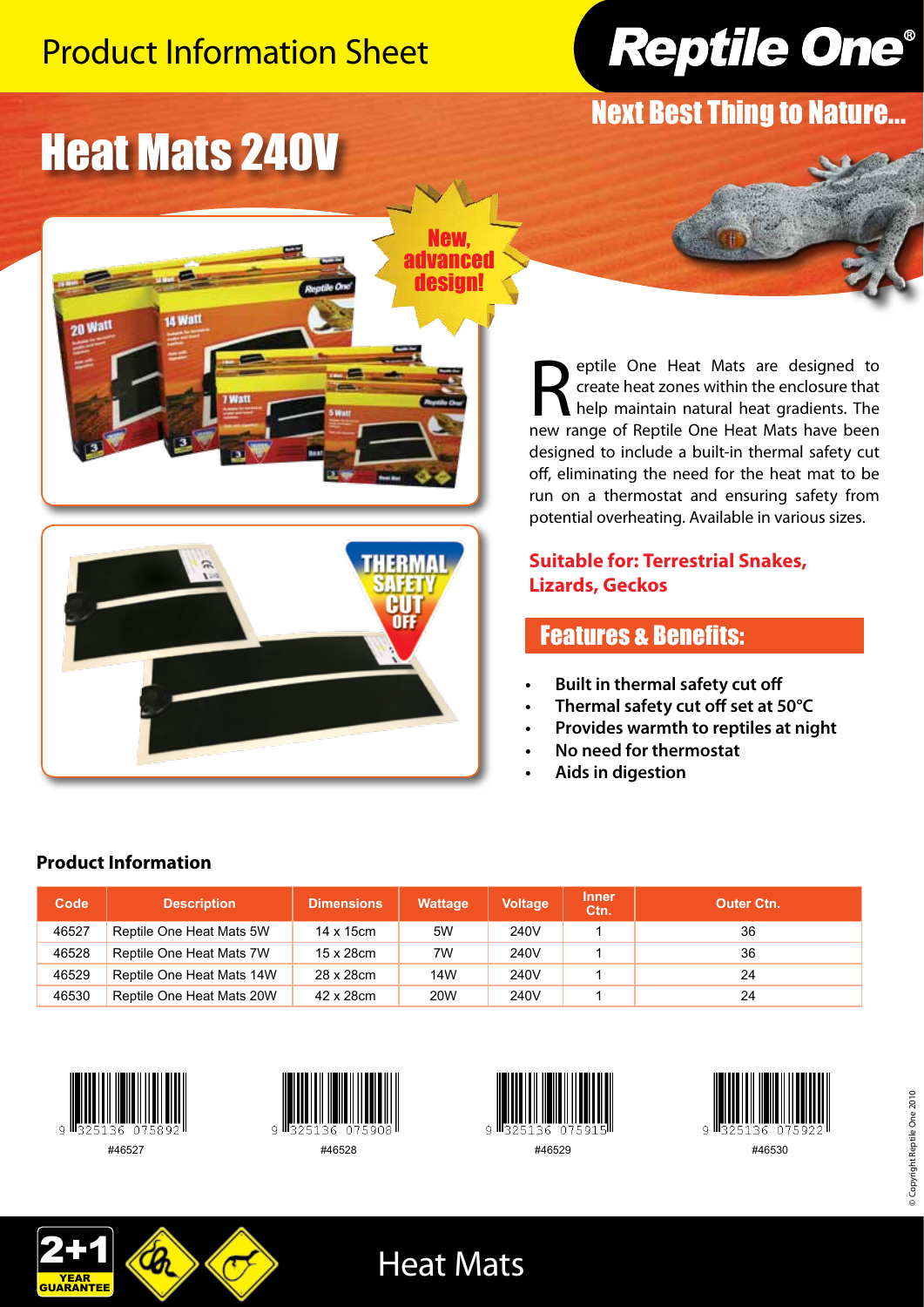Product Information Sheet

**Reptile One®**

**Next Best Thing to Nature...**

# Heat Mats 240V

New, advanced design!

THERMAL SAFETY CUT OFF

Reptile One Heat Mats are designed to create heat zones within the enclosure that help maintain natural heat gradients. The new range of Reptile One Heat Mats have been designed to include a built-in thermal safety cut off, eliminating the need for the heat mat to be run on a thermostat and ensuring safety from potential overheating. Available in various sizes.

**Suitable for: Terrestrial Snakes, Lizards, Geckos**

## Features & Benefits:

- **Built in thermal safety cut off**
- **Thermal safety cut off set at 50°C**
- **Provides warmth to reptiles at night**
- **No need for thermostat**
- **Aids in digestion**

### Product Information

| Code | Description | Dimensions | Wattage | Voltage | Inner Ctn. | Outer Ctn. |
|---|---|---|---|---|---|---|
| 46527 | Reptile One Heat Mats 5W | 14 x 15cm | 5W | 240V | 1 | 36 |
| 46528 | Reptile One Heat Mats 7W | 15 x 28cm | 7W | 240V | 1 | 36 |
| 46529 | Reptile One Heat Mats 14W | 28 x 28cm | 14W | 240V | 1 | 24 |
| 46530 | Reptile One Heat Mats 20W | 42 x 28cm | 20W | 240V | 1 | 24 |

9 325136 075892 #46527

9 325136 075908 #46528

9 325136 075915 #46529

9 325136 075922 #46530

© Copyright Reptile One 2010

2+1 YEAR GUARANTEE

Heat Mats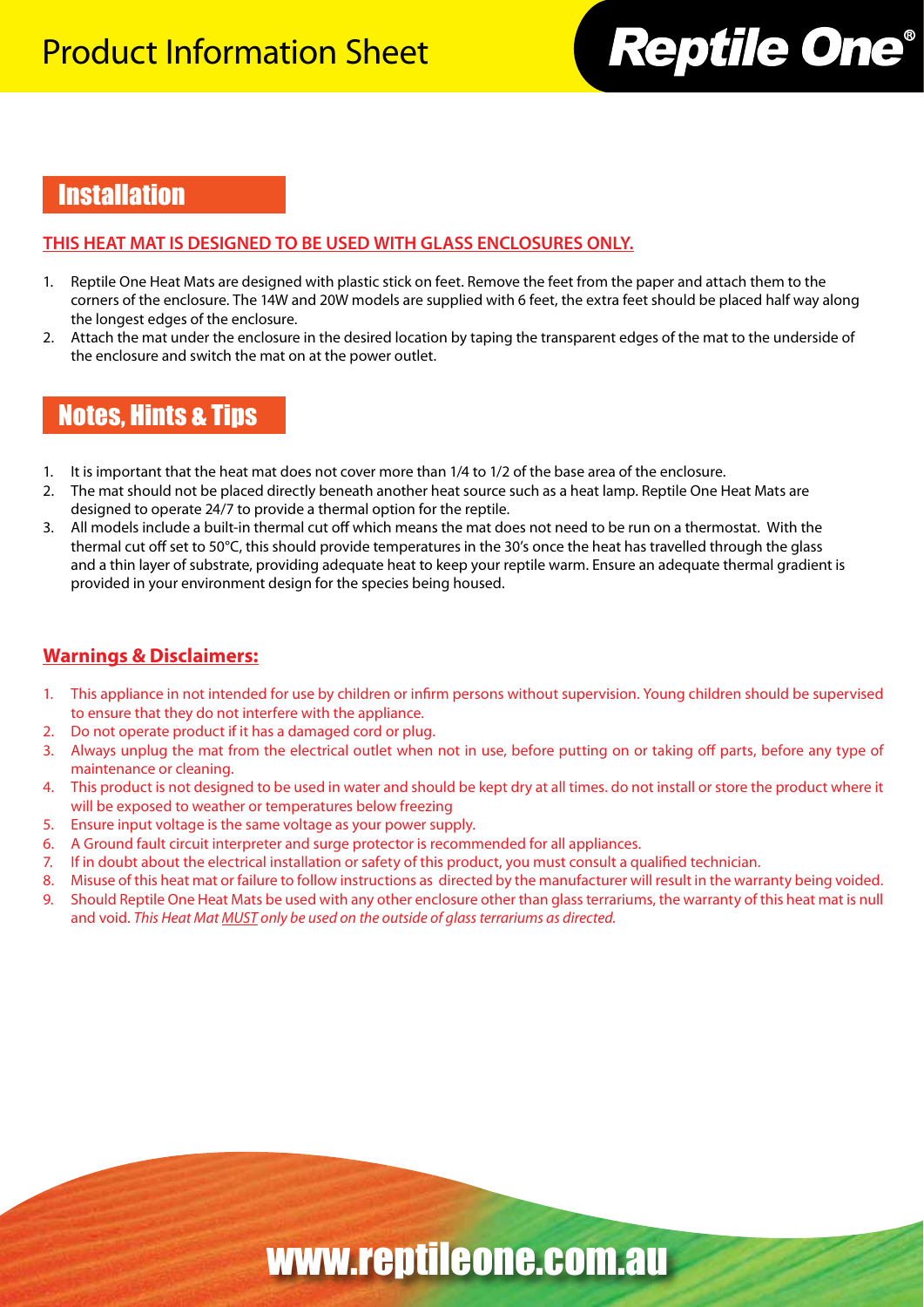# Product Information Sheet

**Reptile One®**

## Installation

**THIS HEAT MAT IS DESIGNED TO BE USED WITH GLASS ENCLOSURES ONLY.**

1. Reptile One Heat Mats are designed with plastic stick on feet. Remove the feet from the paper and attach them to the corners of the enclosure. The 14W and 20W models are supplied with 6 feet, the extra feet should be placed half way along the longest edges of the enclosure.
2. Attach the mat under the enclosure in the desired location by taping the transparent edges of the mat to the underside of the enclosure and switch the mat on at the power outlet.

## Notes, Hints & Tips

1. It is important that the heat mat does not cover more than 1/4 to 1/2 of the base area of the enclosure.
2. The mat should not be placed directly beneath another heat source such as a heat lamp. Reptile One Heat Mats are designed to operate 24/7 to provide a thermal option for the reptile.
3. All models include a built-in thermal cut off which means the mat does not need to be run on a thermostat. With the thermal cut off set to 50°C, this should provide temperatures in the 30's once the heat has travelled through the glass and a thin layer of substrate, providing adequate heat to keep your reptile warm. Ensure an adequate thermal gradient is provided in your environment design for the species being housed.

## Warnings & Disclaimers:

1. This appliance in not intended for use by children or infirm persons without supervision. Young children should be supervised to ensure that they do not interfere with the appliance.
2. Do not operate product if it has a damaged cord or plug.
3. Always unplug the mat from the electrical outlet when not in use, before putting on or taking off parts, before any type of maintenance or cleaning.
4. This product is not designed to be used in water and should be kept dry at all times. do not install or store the product where it will be exposed to weather or temperatures below freezing
5. Ensure input voltage is the same voltage as your power supply.
6. A Ground fault circuit interpreter and surge protector is recommended for all appliances.
7. If in doubt about the electrical installation or safety of this product, you must consult a qualified technician.
8. Misuse of this heat mat or failure to follow instructions as directed by the manufacturer will result in the warranty being voided.
9. Should Reptile One Heat Mats be used with any other enclosure other than glass terrariums, the warranty of this heat mat is null and void. *This Heat Mat MUST only be used on the outside of glass terrariums as directed.*

www.reptileone.com.au